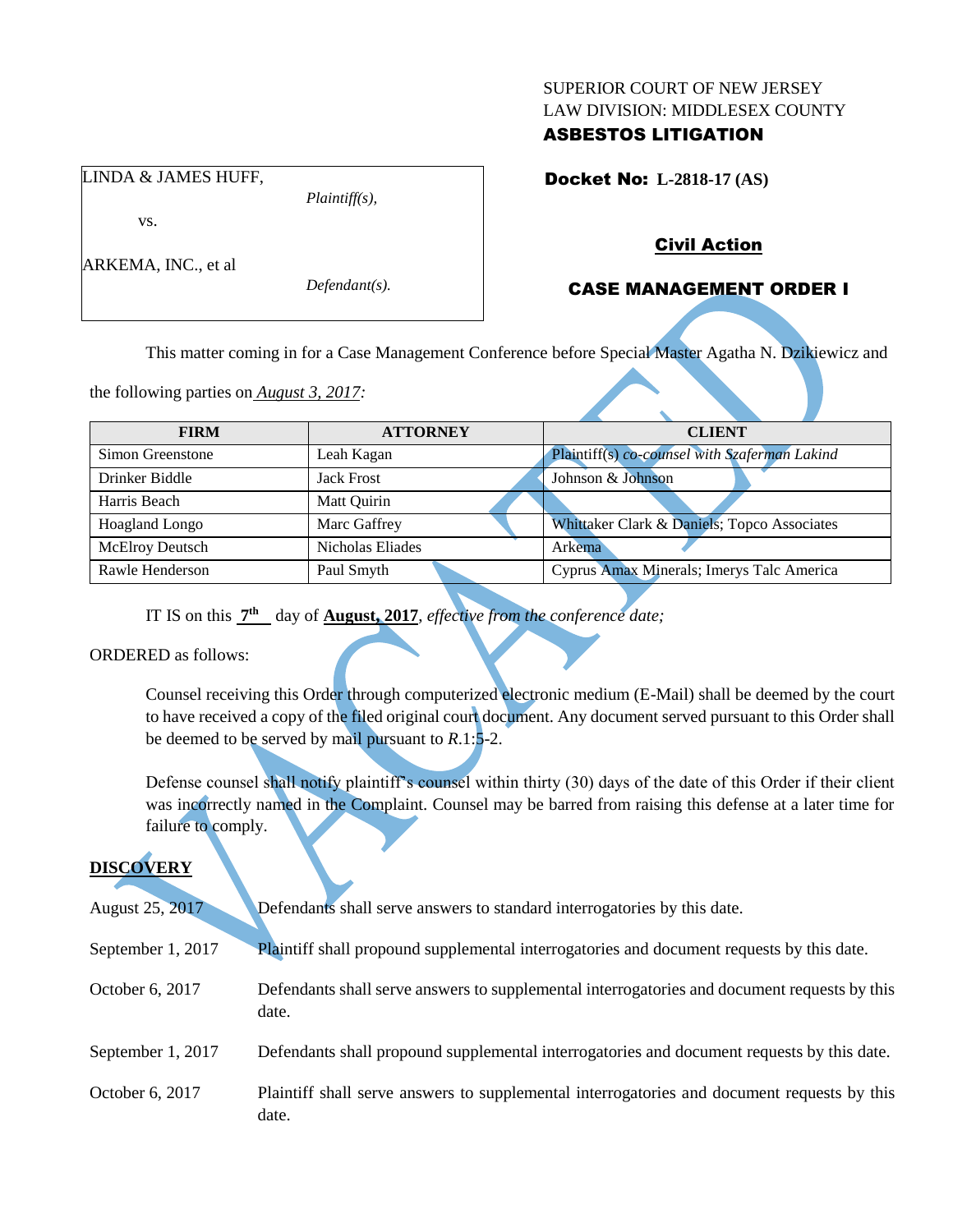SUPERIOR COURT OF NEW JERSEY
LAW DIVISION: MIDDLESEX COUNTY
**ASBESTOS LITIGATION**

LINDA & JAMES HUFF,
*Plaintiff(s),*

vs.

ARKEMA, INC., et al
*Defendant(s).*

**Docket No: L-2818-17 (AS)**

**Civil Action**

**CASE MANAGEMENT ORDER I**

This matter coming in for a Case Management Conference before Special Master Agatha N. Dzikiewicz and the following parties on *August 3, 2017*:

| FIRM | ATTORNEY | CLIENT |
|---|---|---|
| Simon Greenstone | Leah Kagan | Plaintiff(s) *co-counsel with Szaferman Lakind* |
| Drinker Biddle | Jack Frost | Johnson & Johnson |
| Harris Beach | Matt Quirin | |
| Hoagland Longo | Marc Gaffrey | Whittaker Clark & Daniels; Topco Associates |
| McElroy Deutsch | Nicholas Eliades | Arkema |
| Rawle Henderson | Paul Smyth | Cyprus Amax Minerals; Imerys Talc America |

IT IS on this **7th** day of **August, 2017**, *effective from the conference date;*

ORDERED as follows:

Counsel receiving this Order through computerized electronic medium (E-Mail) shall be deemed by the court to have received a copy of the filed original court document. Any document served pursuant to this Order shall be deemed to be served by mail pursuant to *R*.1:5-2.

Defense counsel shall notify plaintiff's counsel within thirty (30) days of the date of this Order if their client was incorrectly named in the Complaint. Counsel may be barred from raising this defense at a later time for failure to comply.

## DISCOVERY

August 25, 2017 — Defendants shall serve answers to standard interrogatories by this date.

September 1, 2017 — Plaintiff shall propound supplemental interrogatories and document requests by this date.

October 6, 2017 — Defendants shall serve answers to supplemental interrogatories and document requests by this date.

September 1, 2017 — Defendants shall propound supplemental interrogatories and document requests by this date.

October 6, 2017 — Plaintiff shall serve answers to supplemental interrogatories and document requests by this date.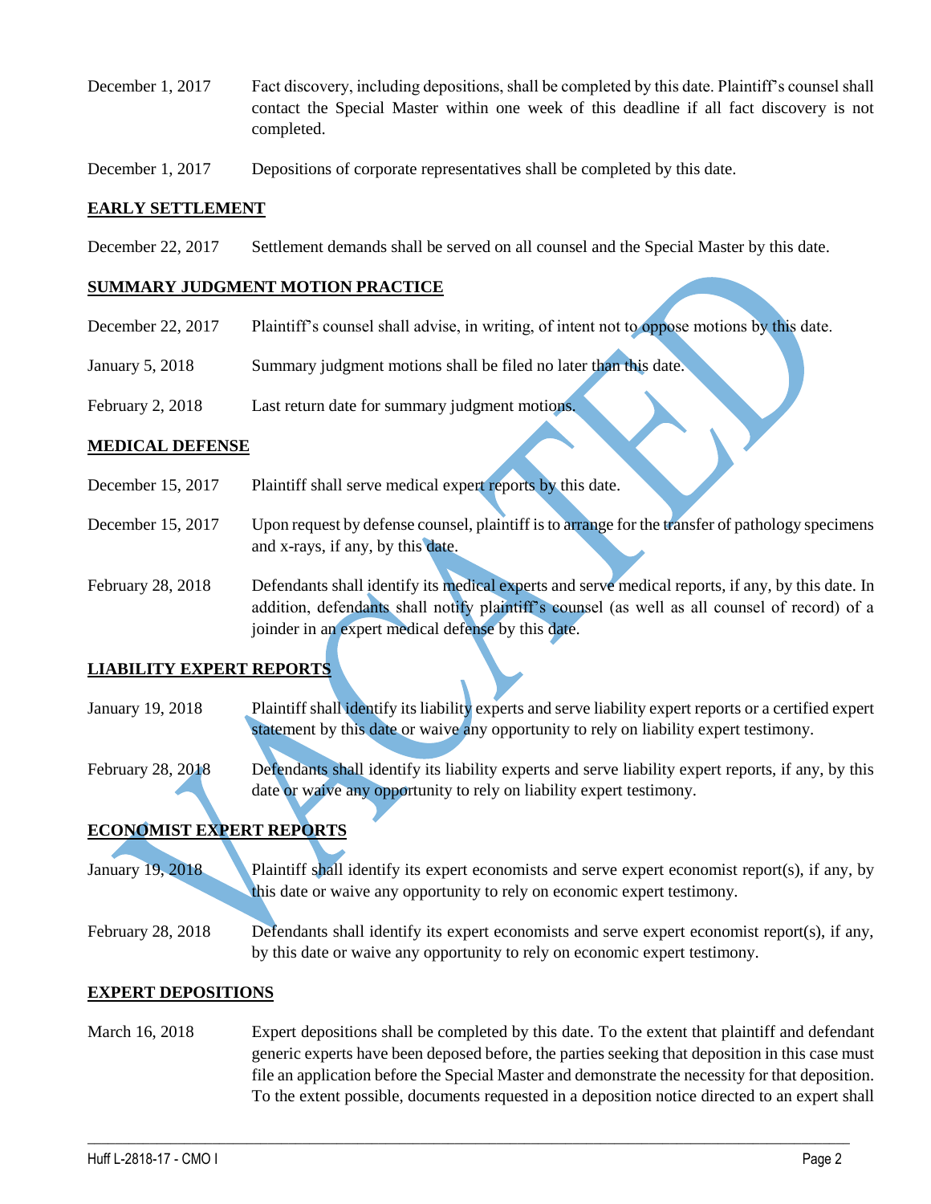December 1, 2017 Fact discovery, including depositions, shall be completed by this date. Plaintiff's counsel shall contact the Special Master within one week of this deadline if all fact discovery is not completed.

December 1, 2017 Depositions of corporate representatives shall be completed by this date.

**EARLY SETTLEMENT**

December 22, 2017 Settlement demands shall be served on all counsel and the Special Master by this date.

**SUMMARY JUDGMENT MOTION PRACTICE**

December 22, 2017 Plaintiff's counsel shall advise, in writing, of intent not to oppose motions by this date.

January 5, 2018 Summary judgment motions shall be filed no later than this date.

February 2, 2018 Last return date for summary judgment motions.

**MEDICAL DEFENSE**

December 15, 2017 Plaintiff shall serve medical expert reports by this date.

December 15, 2017 Upon request by defense counsel, plaintiff is to arrange for the transfer of pathology specimens and x-rays, if any, by this date.

February 28, 2018 Defendants shall identify its medical experts and serve medical reports, if any, by this date. In addition, defendants shall notify plaintiff's counsel (as well as all counsel of record) of a joinder in an expert medical defense by this date.

**LIABILITY EXPERT REPORTS**

January 19, 2018 Plaintiff shall identify its liability experts and serve liability expert reports or a certified expert statement by this date or waive any opportunity to rely on liability expert testimony.

February 28, 2018 Defendants shall identify its liability experts and serve liability expert reports, if any, by this date or waive any opportunity to rely on liability expert testimony.

**ECONOMIST EXPERT REPORTS**

January 19, 2018 Plaintiff shall identify its expert economists and serve expert economist report(s), if any, by this date or waive any opportunity to rely on economic expert testimony.

February 28, 2018 Defendants shall identify its expert economists and serve expert economist report(s), if any, by this date or waive any opportunity to rely on economic expert testimony.

**EXPERT DEPOSITIONS**

March 16, 2018 Expert depositions shall be completed by this date. To the extent that plaintiff and defendant generic experts have been deposed before, the parties seeking that deposition in this case must file an application before the Special Master and demonstrate the necessity for that deposition. To the extent possible, documents requested in a deposition notice directed to an expert shall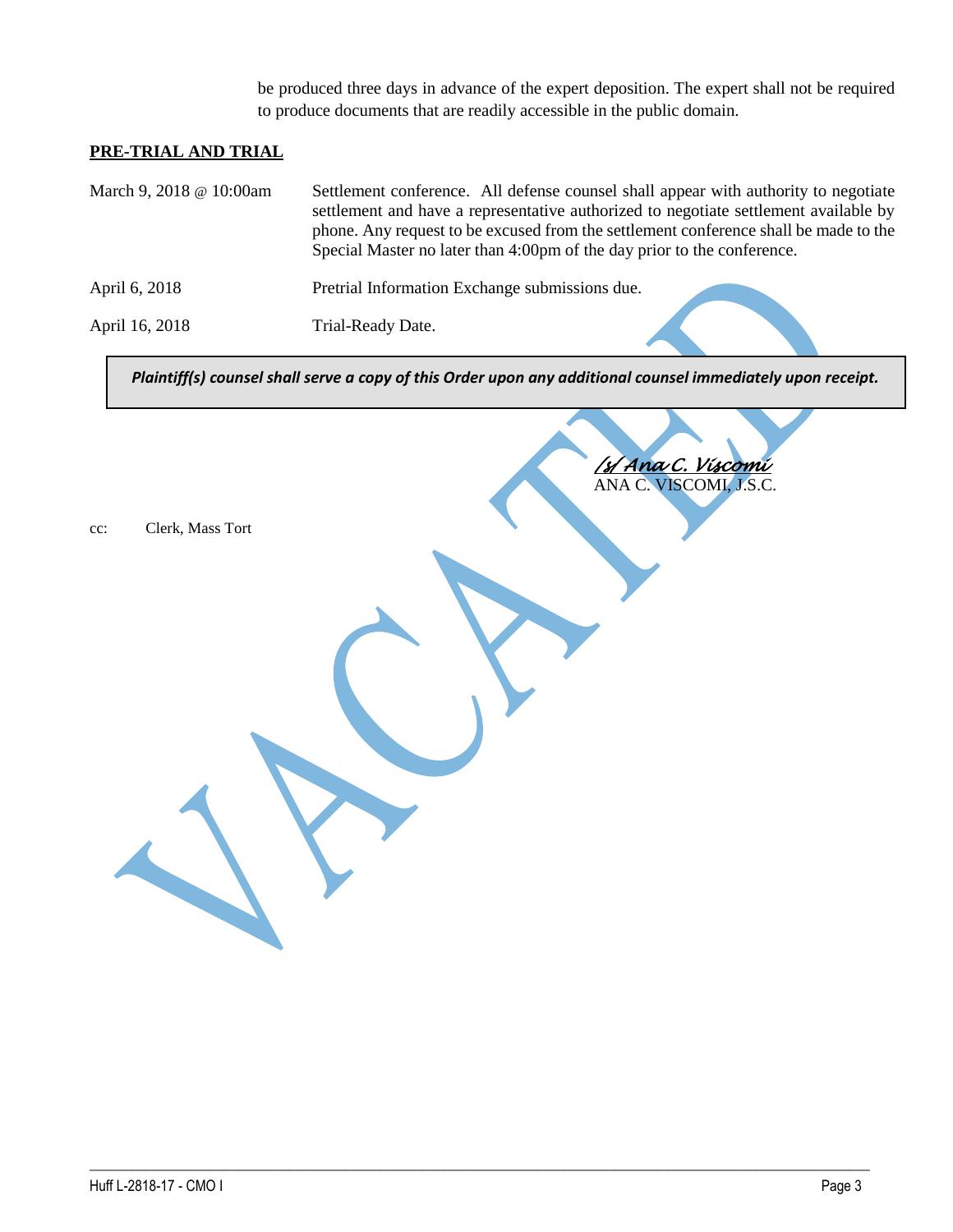be produced three days in advance of the expert deposition. The expert shall not be required to produce documents that are readily accessible in the public domain.

**PRE-TRIAL AND TRIAL**

| | |
|---|---|
| March 9, 2018 @ 10:00am | Settlement conference. All defense counsel shall appear with authority to negotiate settlement and have a representative authorized to negotiate settlement available by phone. Any request to be excused from the settlement conference shall be made to the Special Master no later than 4:00pm of the day prior to the conference. |
| April 6, 2018 | Pretrial Information Exchange submissions due. |
| April 16, 2018 | Trial-Ready Date. |

***Plaintiff(s) counsel shall serve a copy of this Order upon any additional counsel immediately upon receipt.***

*/s/ Ana C. Viscomi*
ANA C. VISCOMI, J.S.C.

cc: Clerk, Mass Tort

VACATED